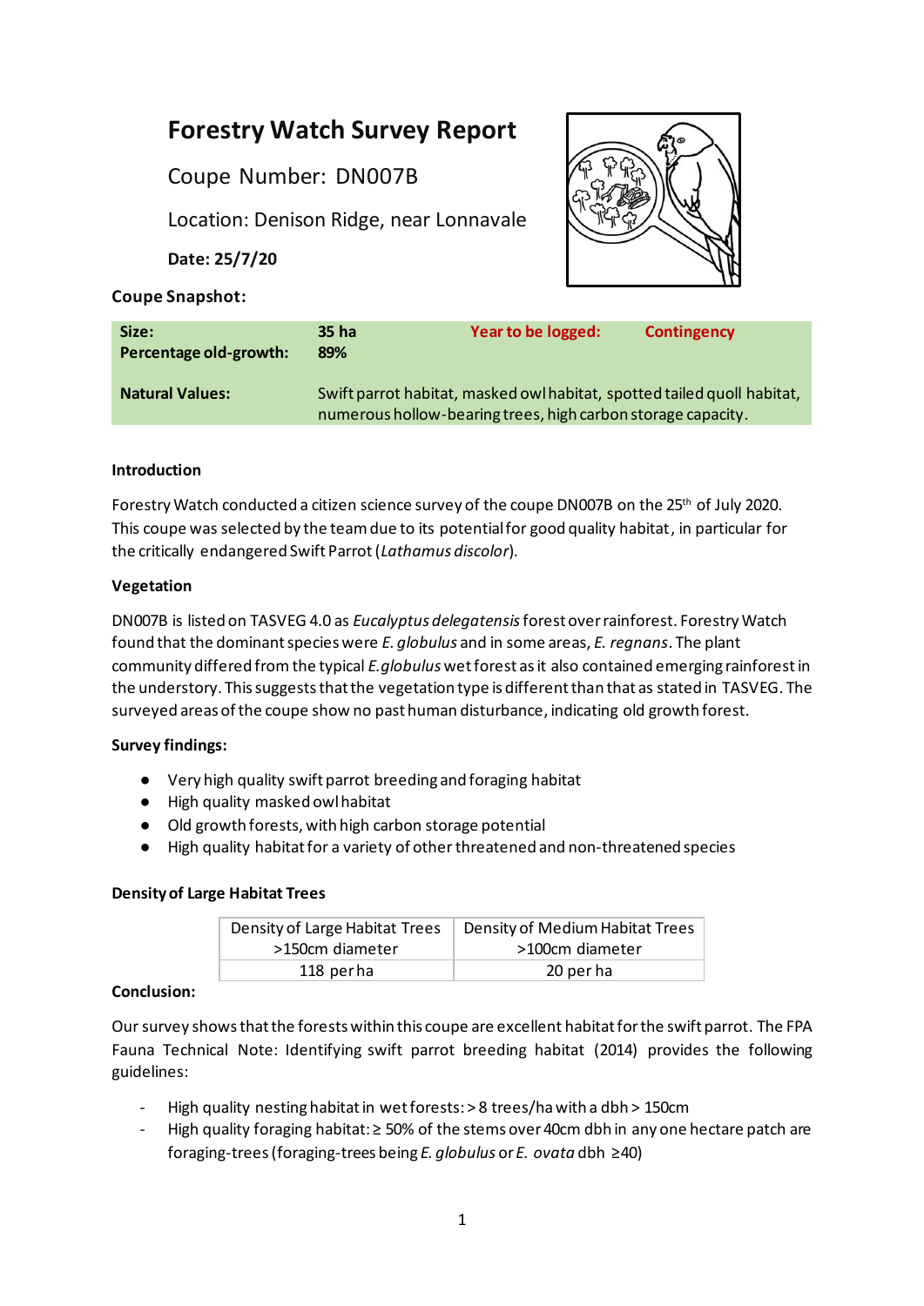# Forestry Watch Survey Report

Coupe Number: DN007B

Location: Denison Ridge, near Lonnavale

**Date: 25/7/20**

**Coupe Snapshot:**

| **Size:** | **35 ha** | **Year to be logged:** | **Contingency** |
|---|---|---|---|
| **Percentage old-growth:** | **89%** | | |
| **Natural Values:** | Swift parrot habitat, masked owl habitat, spotted tailed quoll habitat, numerous hollow-bearing trees, high carbon storage capacity. | | |

**Introduction**

Forestry Watch conducted a citizen science survey of the coupe DN007B on the 25th of July 2020. This coupe was selected by the team due to its potential for good quality habitat, in particular for the critically endangered Swift Parrot (*Lathamus discolor*).

**Vegetation**

DN007B is listed on TASVEG 4.0 as *Eucalyptus delegatensis* forest over rainforest. Forestry Watch found that the dominant species were *E. globulus* and in some areas, *E. regnans*. The plant community differed from the typical *E.globulus* wet forest as it also contained emerging rainforest in the understory. This suggests that the vegetation type is different than that as stated in TASVEG. The surveyed areas of the coupe show no past human disturbance, indicating old growth forest.

**Survey findings:**

- Very high quality swift parrot breeding and foraging habitat
- High quality masked owl habitat
- Old growth forests, with high carbon storage potential
- High quality habitat for a variety of other threatened and non-threatened species

**Density of Large Habitat Trees**

| Density of Large Habitat Trees >150cm diameter | Density of Medium Habitat Trees >100cm diameter |
|---|---|
| 118 per ha | 20 per ha |

**Conclusion:**

Our survey shows that the forests within this coupe are excellent habitat for the swift parrot. The FPA Fauna Technical Note: Identifying swift parrot breeding habitat (2014) provides the following guidelines:

- High quality nesting habitat in wet forests: > 8 trees/ha with a dbh > 150cm
- High quality foraging habitat: ≥ 50% of the stems over 40cm dbh in any one hectare patch are foraging-trees (foraging-trees being *E. globulus* or *E. ovata* dbh ≥40)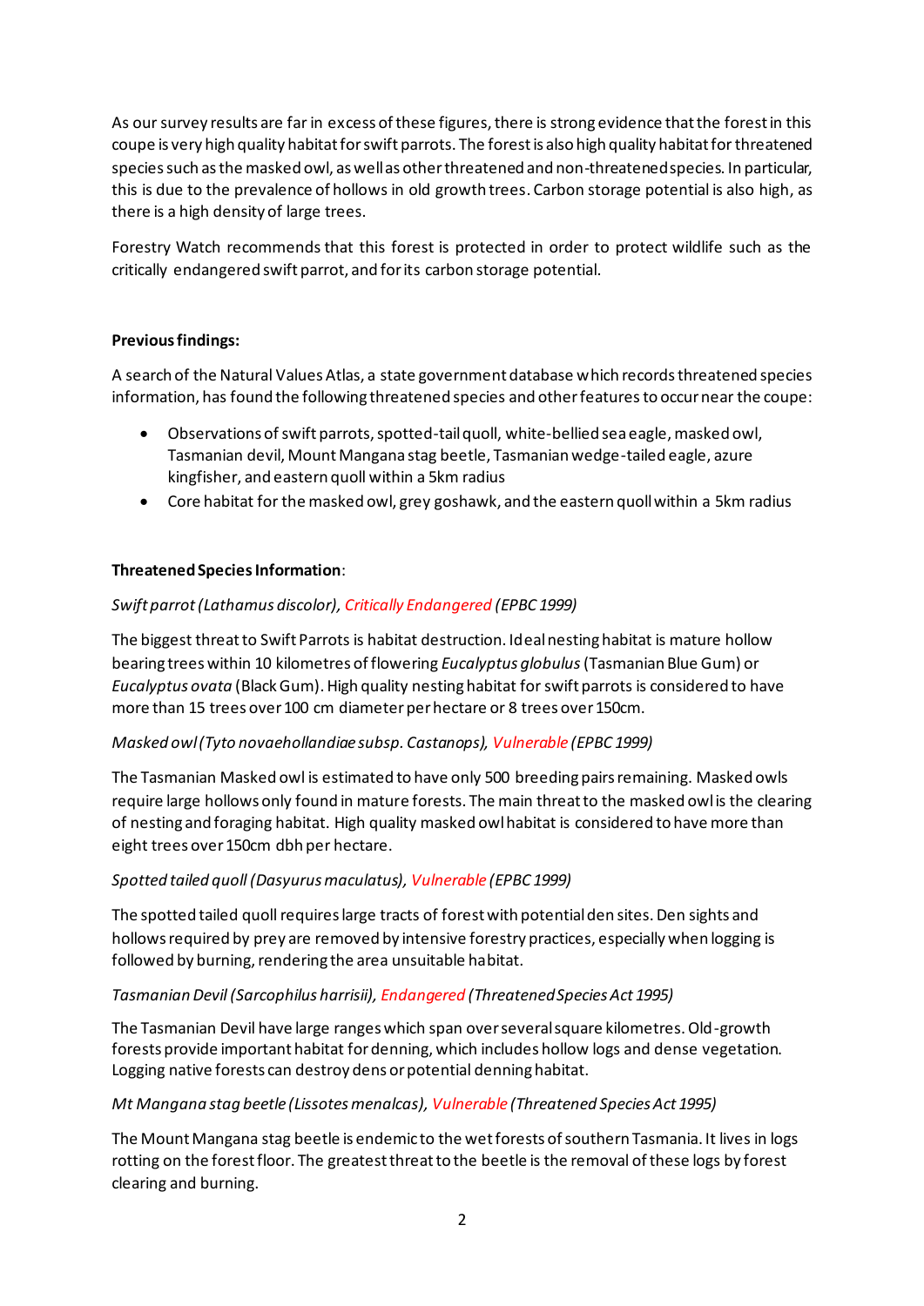As our survey results are far in excess of these figures, there is strong evidence that the forest in this coupe is very high quality habitat for swift parrots. The forest is also high quality habitat for threatened species such as the masked owl, as well as other threatened and non-threatened species. In particular, this is due to the prevalence of hollows in old growth trees. Carbon storage potential is also high, as there is a high density of large trees.

Forestry Watch recommends that this forest is protected in order to protect wildlife such as the critically endangered swift parrot, and for its carbon storage potential.

**Previous findings:**

A search of the Natural Values Atlas, a state government database which records threatened species information, has found the following threatened species and other features to occur near the coupe:

- Observations of swift parrots, spotted-tail quoll, white-bellied sea eagle, masked owl, Tasmanian devil, Mount Mangana stag beetle, Tasmanian wedge-tailed eagle, azure kingfisher, and eastern quoll within a 5km radius
- Core habitat for the masked owl, grey goshawk, and the eastern quoll within a 5km radius

**Threatened Species Information**:

*Swift parrot (Lathamus discolor), Critically Endangered (EPBC 1999)*

The biggest threat to Swift Parrots is habitat destruction. Ideal nesting habitat is mature hollow bearing trees within 10 kilometres of flowering *Eucalyptus globulus* (Tasmanian Blue Gum) or *Eucalyptus ovata* (Black Gum). High quality nesting habitat for swift parrots is considered to have more than 15 trees over 100 cm diameter per hectare or 8 trees over 150cm.

*Masked owl (Tyto novaehollandiae subsp. Castanops), Vulnerable (EPBC 1999)*

The Tasmanian Masked owl is estimated to have only 500 breeding pairs remaining. Masked owls require large hollows only found in mature forests. The main threat to the masked owl is the clearing of nesting and foraging habitat. High quality masked owl habitat is considered to have more than eight trees over 150cm dbh per hectare.

*Spotted tailed quoll (Dasyurus maculatus), Vulnerable (EPBC 1999)*

The spotted tailed quoll requires large tracts of forest with potential den sites. Den sights and hollows required by prey are removed by intensive forestry practices, especially when logging is followed by burning, rendering the area unsuitable habitat.

*Tasmanian Devil (Sarcophilus harrisii), Endangered (Threatened Species Act 1995)*

The Tasmanian Devil have large ranges which span over several square kilometres. Old-growth forests provide important habitat for denning, which includes hollow logs and dense vegetation. Logging native forests can destroy dens or potential denning habitat.

*Mt Mangana stag beetle (Lissotes menalcas), Vulnerable (Threatened Species Act 1995)*

The Mount Mangana stag beetle is endemic to the wet forests of southern Tasmania. It lives in logs rotting on the forest floor. The greatest threat to the beetle is the removal of these logs by forest clearing and burning.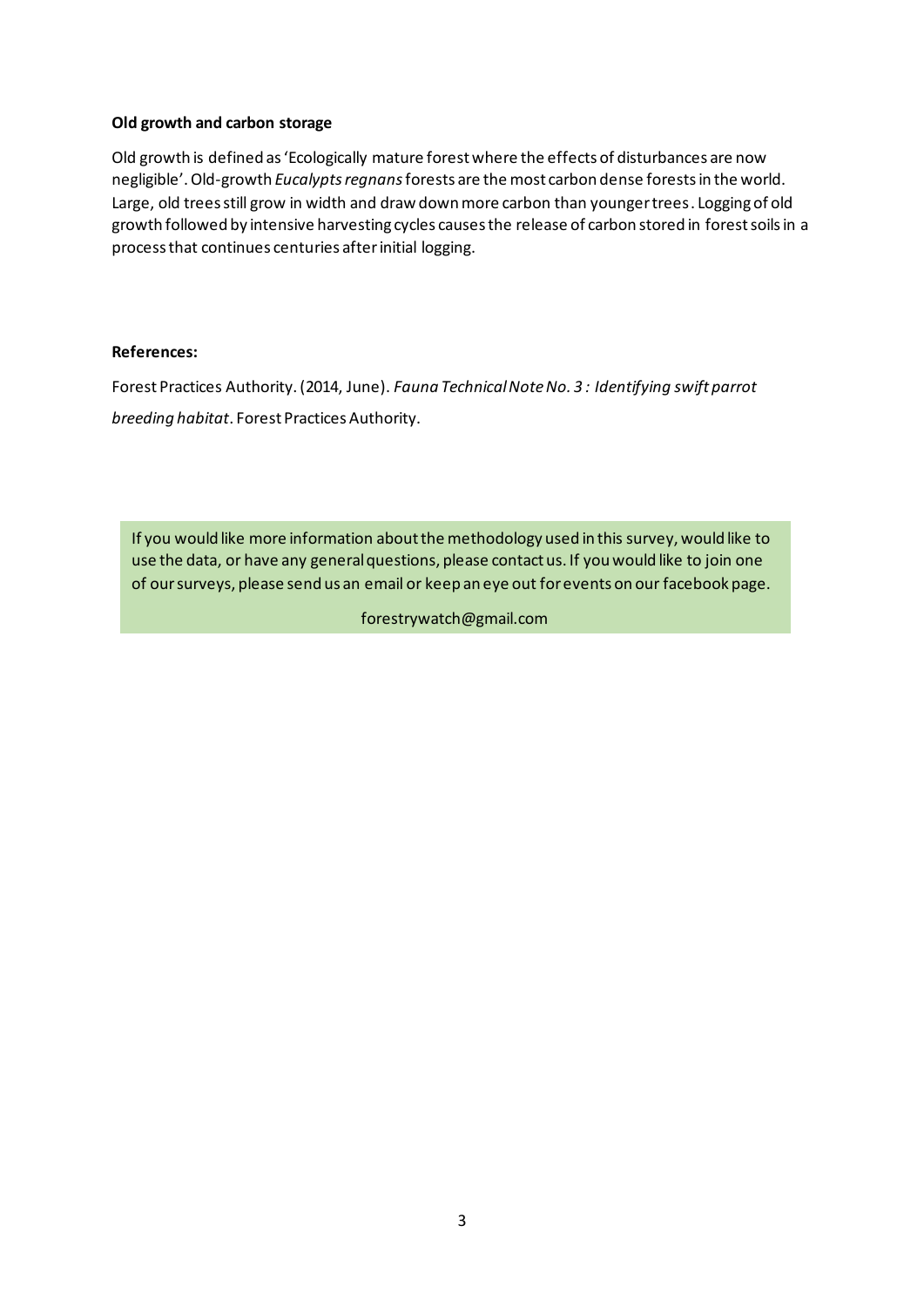**Old growth and carbon storage**

Old growth is defined as 'Ecologically mature forest where the effects of disturbances are now negligible'. Old-growth *Eucalypts regnans* forests are the most carbon dense forests in the world. Large, old trees still grow in width and draw down more carbon than younger trees. Logging of old growth followed by intensive harvesting cycles causes the release of carbon stored in forest soils in a process that continues centuries after initial logging.

**References:**

Forest Practices Authority. (2014, June). *Fauna Technical Note No. 3 : Identifying swift parrot breeding habitat*. Forest Practices Authority.

If you would like more information about the methodology used in this survey, would like to use the data, or have any general questions, please contact us. If you would like to join one of our surveys, please send us an email or keep an eye out for events on our facebook page.

forestrywatch@gmail.com